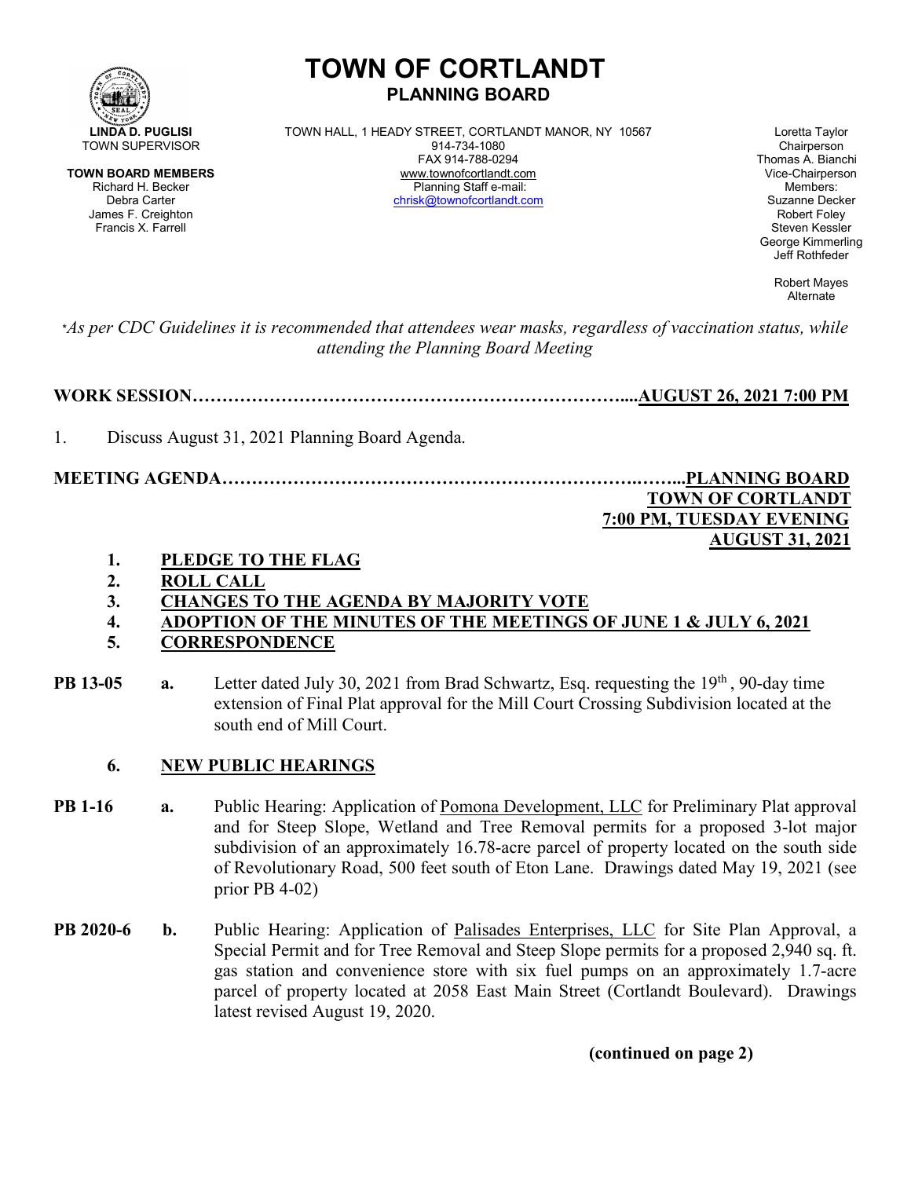# TOWN OF CORTLANDT

## PLANNING BOARD

**LINDA D. PUGLISI**
TOWN SUPERVISOR

**TOWN BOARD MEMBERS**
Richard H. Becker
Debra Carter
James F. Creighton
Francis X. Farrell

TOWN HALL, 1 HEADY STREET, CORTLANDT MANOR, NY 10567
914-734-1080
FAX 914-788-0294
www.townofcortlandt.com
Planning Staff e-mail:
chrisk@townofcortlandt.com

Loretta Taylor
Chairperson
Thomas A. Bianchi
Vice-Chairperson
Members:
Suzanne Decker
Robert Foley
Steven Kessler
George Kimmerling
Jeff Rothfeder

Robert Mayes
Alternate

*\*As per CDC Guidelines it is recommended that attendees wear masks, regardless of vaccination status, while attending the Planning Board Meeting*

**WORK SESSION……………………………………………………………....AUGUST 26, 2021 7:00 PM**

1. Discuss August 31, 2021 Planning Board Agenda.

**MEETING AGENDA…………………………………………………………….……..PLANNING BOARD**
**TOWN OF CORTLANDT**
**7:00 PM, TUESDAY EVENING**
**AUGUST 31, 2021**

1. **PLEDGE TO THE FLAG**
2. **ROLL CALL**
3. **CHANGES TO THE AGENDA BY MAJORITY VOTE**
4. **ADOPTION OF THE MINUTES OF THE MEETINGS OF JUNE 1 & JULY 6, 2021**
5. **CORRESPONDENCE**

**PB 13-05** **a.** Letter dated July 30, 2021 from Brad Schwartz, Esq. requesting the 19th , 90-day time extension of Final Plat approval for the Mill Court Crossing Subdivision located at the south end of Mill Court.

6. **NEW PUBLIC HEARINGS**

**PB 1-16** **a.** Public Hearing: Application of Pomona Development, LLC for Preliminary Plat approval and for Steep Slope, Wetland and Tree Removal permits for a proposed 3-lot major subdivision of an approximately 16.78-acre parcel of property located on the south side of Revolutionary Road, 500 feet south of Eton Lane. Drawings dated May 19, 2021 (see prior PB 4-02)

**PB 2020-6** **b.** Public Hearing: Application of Palisades Enterprises, LLC for Site Plan Approval, a Special Permit and for Tree Removal and Steep Slope permits for a proposed 2,940 sq. ft. gas station and convenience store with six fuel pumps on an approximately 1.7-acre parcel of property located at 2058 East Main Street (Cortlandt Boulevard). Drawings latest revised August 19, 2020.

**(continued on page 2)**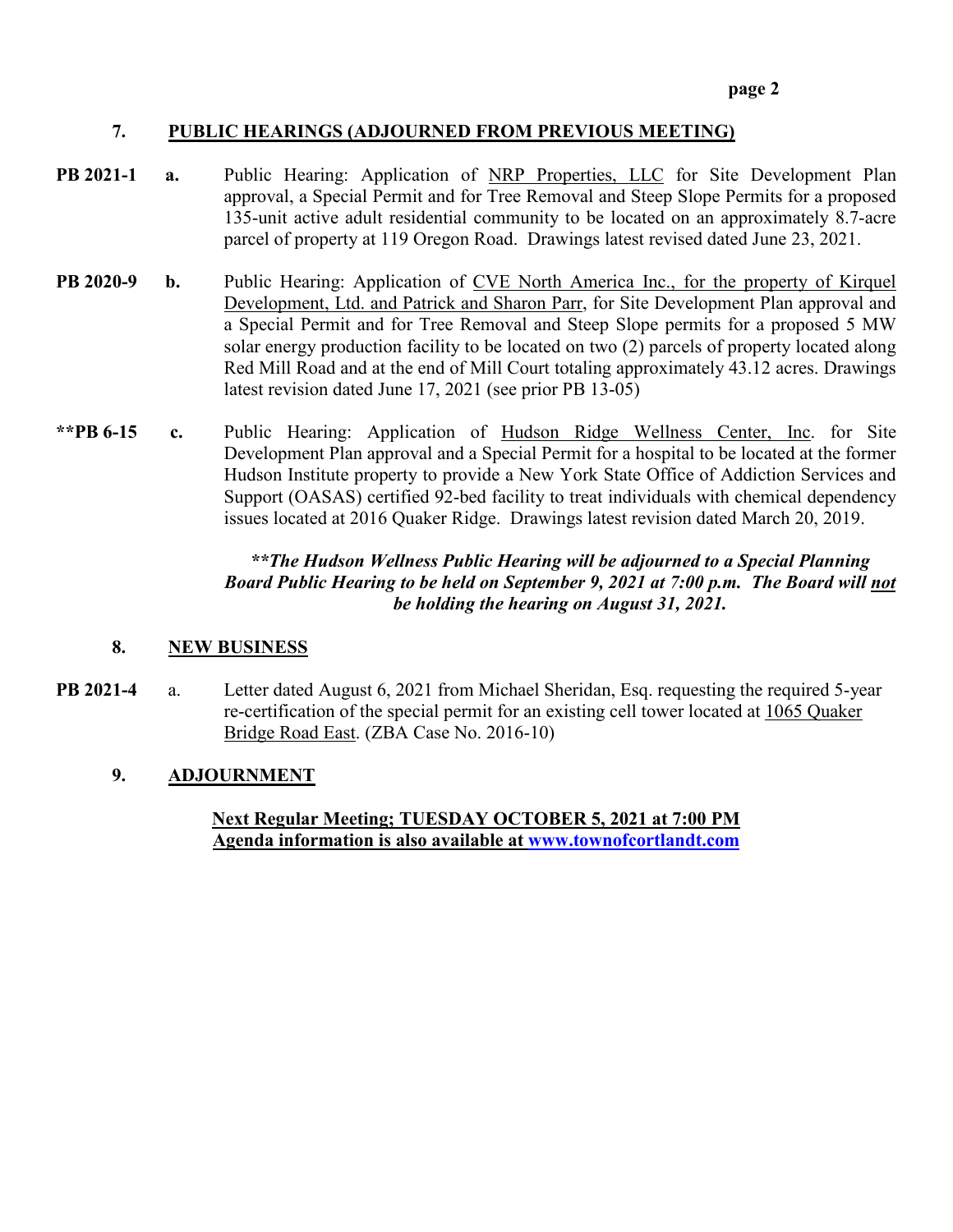## 7. PUBLIC HEARINGS (ADJOURNED FROM PREVIOUS MEETING)

**PB 2021-1** **a.** Public Hearing: Application of NRP Properties, LLC for Site Development Plan approval, a Special Permit and for Tree Removal and Steep Slope Permits for a proposed 135-unit active adult residential community to be located on an approximately 8.7-acre parcel of property at 119 Oregon Road. Drawings latest revised dated June 23, 2021.

**PB 2020-9** **b.** Public Hearing: Application of CVE North America Inc., for the property of Kirquel Development, Ltd. and Patrick and Sharon Parr, for Site Development Plan approval and a Special Permit and for Tree Removal and Steep Slope permits for a proposed 5 MW solar energy production facility to be located on two (2) parcels of property located along Red Mill Road and at the end of Mill Court totaling approximately 43.12 acres. Drawings latest revision dated June 17, 2021 (see prior PB 13-05)

**\*\*PB 6-15** **c.** Public Hearing: Application of Hudson Ridge Wellness Center, Inc. for Site Development Plan approval and a Special Permit for a hospital to be located at the former Hudson Institute property to provide a New York State Office of Addiction Services and Support (OASAS) certified 92-bed facility to treat individuals with chemical dependency issues located at 2016 Quaker Ridge. Drawings latest revision dated March 20, 2019.

***\*\*The Hudson Wellness Public Hearing will be adjourned to a Special Planning Board Public Hearing to be held on September 9, 2021 at 7:00 p.m. The Board will not be holding the hearing on August 31, 2021.***

## 8. NEW BUSINESS

**PB 2021-4** a. Letter dated August 6, 2021 from Michael Sheridan, Esq. requesting the required 5-year re-certification of the special permit for an existing cell tower located at 1065 Quaker Bridge Road East. (ZBA Case No. 2016-10)

## 9. ADJOURNMENT

**Next Regular Meeting; TUESDAY OCTOBER 5, 2021 at 7:00 PM**
**Agenda information is also available at www.townofcortlandt.com**